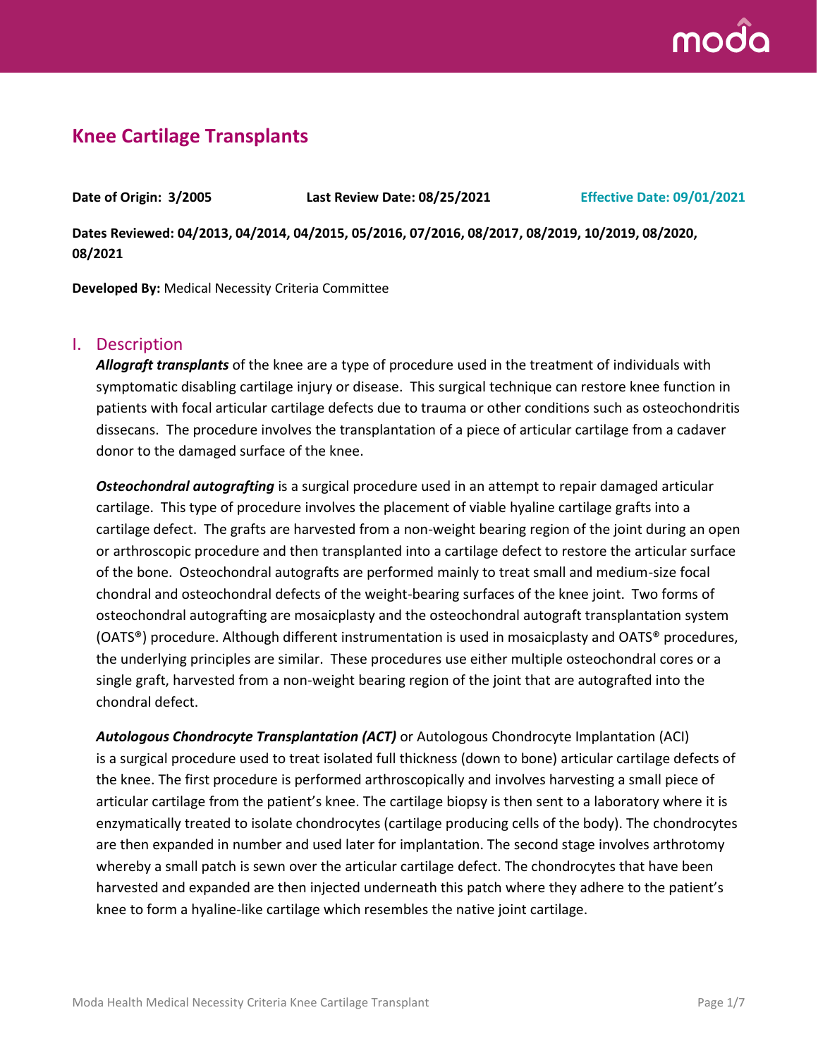# Knee Cartilage Transplants

**Date of Origin: 3/2005** **Last Review Date: 08/25/2021** **Effective Date: 09/01/2021**

**Dates Reviewed: 04/2013, 04/2014, 04/2015, 05/2016, 07/2016, 08/2017, 08/2019, 10/2019, 08/2020, 08/2021**

**Developed By:** Medical Necessity Criteria Committee

## I. Description

***Allograft transplants*** of the knee are a type of procedure used in the treatment of individuals with symptomatic disabling cartilage injury or disease. This surgical technique can restore knee function in patients with focal articular cartilage defects due to trauma or other conditions such as osteochondritis dissecans. The procedure involves the transplantation of a piece of articular cartilage from a cadaver donor to the damaged surface of the knee.

***Osteochondral autografting*** is a surgical procedure used in an attempt to repair damaged articular cartilage. This type of procedure involves the placement of viable hyaline cartilage grafts into a cartilage defect. The grafts are harvested from a non-weight bearing region of the joint during an open or arthroscopic procedure and then transplanted into a cartilage defect to restore the articular surface of the bone. Osteochondral autografts are performed mainly to treat small and medium-size focal chondral and osteochondral defects of the weight-bearing surfaces of the knee joint. Two forms of osteochondral autografting are mosaicplasty and the osteochondral autograft transplantation system (OATS®) procedure. Although different instrumentation is used in mosaicplasty and OATS® procedures, the underlying principles are similar. These procedures use either multiple osteochondral cores or a single graft, harvested from a non-weight bearing region of the joint that are autografted into the chondral defect.

***Autologous Chondrocyte Transplantation (ACT)*** or Autologous Chondrocyte Implantation (ACI) is a surgical procedure used to treat isolated full thickness (down to bone) articular cartilage defects of the knee. The first procedure is performed arthroscopically and involves harvesting a small piece of articular cartilage from the patient's knee. The cartilage biopsy is then sent to a laboratory where it is enzymatically treated to isolate chondrocytes (cartilage producing cells of the body). The chondrocytes are then expanded in number and used later for implantation. The second stage involves arthrotomy whereby a small patch is sewn over the articular cartilage defect. The chondrocytes that have been harvested and expanded are then injected underneath this patch where they adhere to the patient's knee to form a hyaline-like cartilage which resembles the native joint cartilage.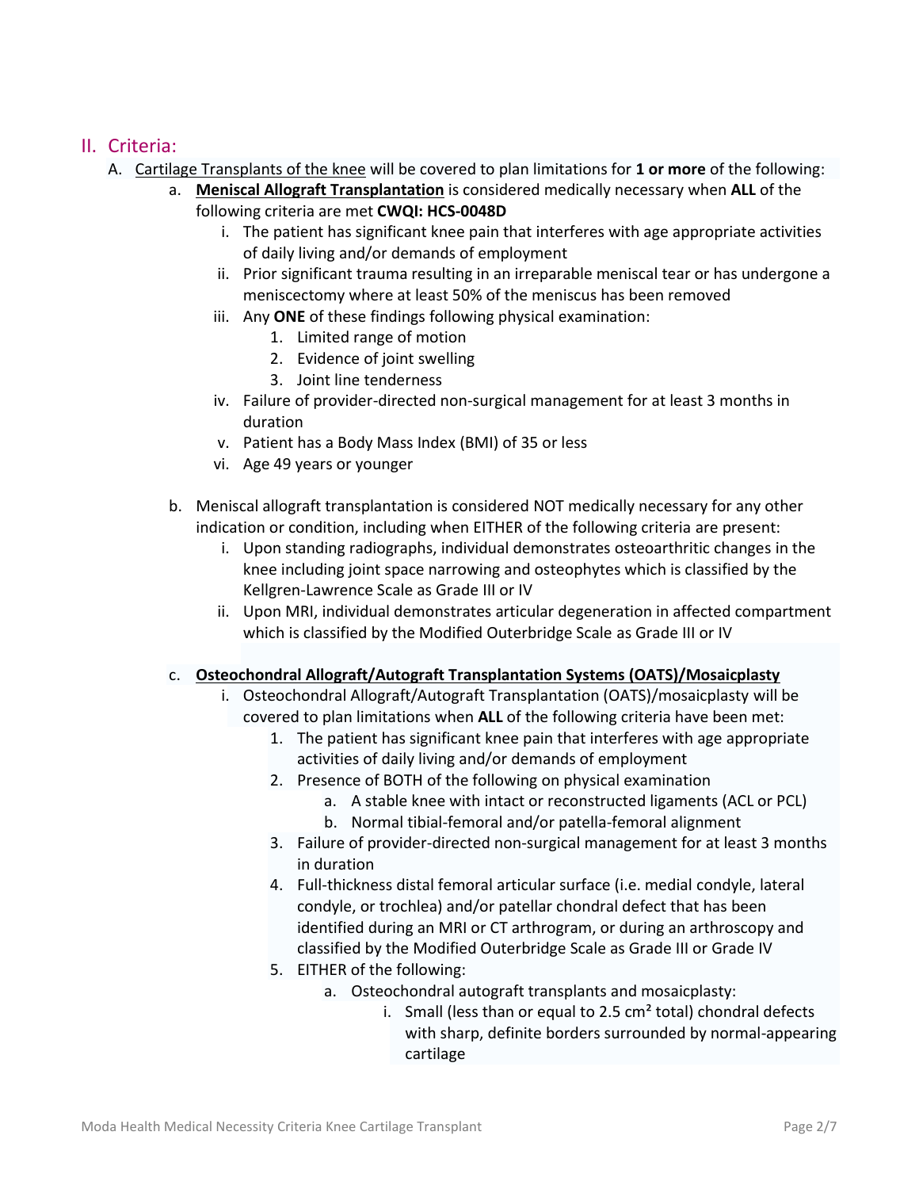## II. Criteria:

A. Cartilage Transplants of the knee will be covered to plan limitations for **1 or more** of the following:

a. **Meniscal Allograft Transplantation** is considered medically necessary when **ALL** of the following criteria are met **CWQI: HCS-0048D**

i. The patient has significant knee pain that interferes with age appropriate activities of daily living and/or demands of employment

ii. Prior significant trauma resulting in an irreparable meniscal tear or has undergone a meniscectomy where at least 50% of the meniscus has been removed

iii. Any **ONE** of these findings following physical examination:

1. Limited range of motion
2. Evidence of joint swelling
3. Joint line tenderness

iv. Failure of provider-directed non-surgical management for at least 3 months in duration

v. Patient has a Body Mass Index (BMI) of 35 or less

vi. Age 49 years or younger

b. Meniscal allograft transplantation is considered NOT medically necessary for any other indication or condition, including when EITHER of the following criteria are present:

i. Upon standing radiographs, individual demonstrates osteoarthritic changes in the knee including joint space narrowing and osteophytes which is classified by the Kellgren-Lawrence Scale as Grade III or IV

ii. Upon MRI, individual demonstrates articular degeneration in affected compartment which is classified by the Modified Outerbridge Scale as Grade III or IV

c. **Osteochondral Allograft/Autograft Transplantation Systems (OATS)/Mosaicplasty**

i. Osteochondral Allograft/Autograft Transplantation (OATS)/mosaicplasty will be covered to plan limitations when **ALL** of the following criteria have been met:

1. The patient has significant knee pain that interferes with age appropriate activities of daily living and/or demands of employment
2. Presence of BOTH of the following on physical examination
   a. A stable knee with intact or reconstructed ligaments (ACL or PCL)
   b. Normal tibial-femoral and/or patella-femoral alignment
3. Failure of provider-directed non-surgical management for at least 3 months in duration
4. Full-thickness distal femoral articular surface (i.e. medial condyle, lateral condyle, or trochlea) and/or patellar chondral defect that has been identified during an MRI or CT arthrogram, or during an arthroscopy and classified by the Modified Outerbridge Scale as Grade III or Grade IV
5. EITHER of the following:
   a. Osteochondral autograft transplants and mosaicplasty:
      i. Small (less than or equal to 2.5 $cm^2$ total) chondral defects with sharp, definite borders surrounded by normal-appearing cartilage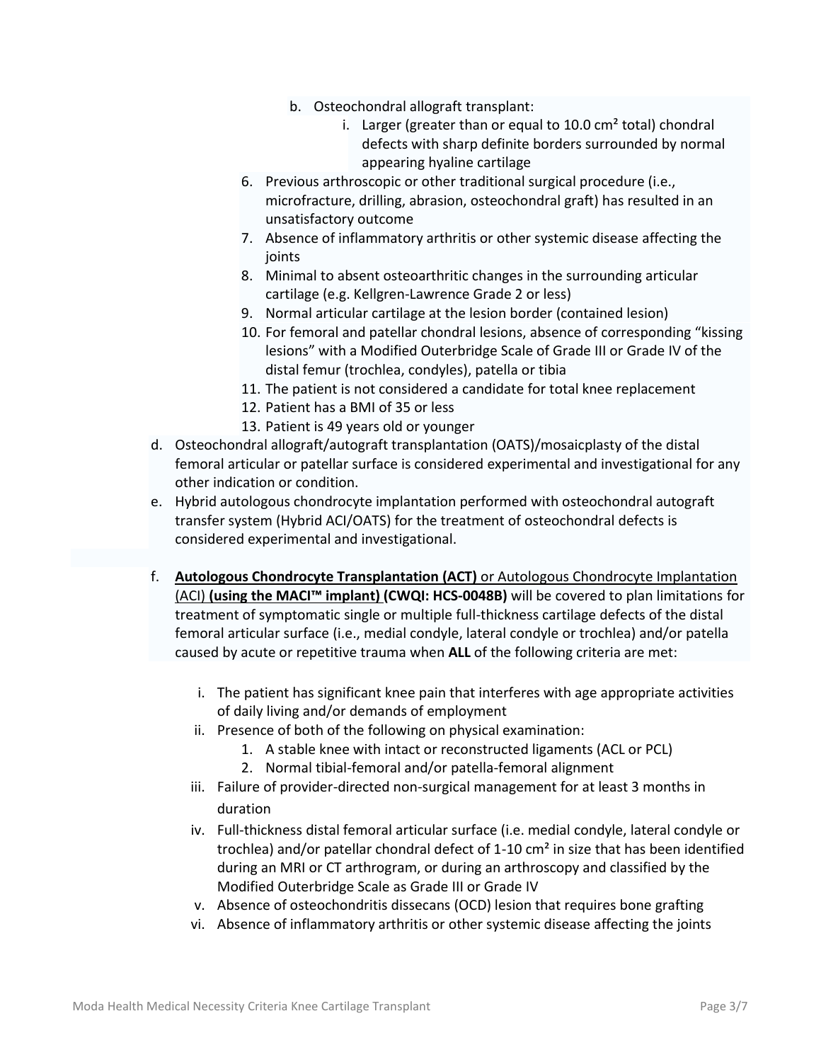b. Osteochondral allograft transplant:
    i. Larger (greater than or equal to 10.0 cm² total) chondral defects with sharp definite borders surrounded by normal appearing hyaline cartilage

6. Previous arthroscopic or other traditional surgical procedure (i.e., microfracture, drilling, abrasion, osteochondral graft) has resulted in an unsatisfactory outcome
7. Absence of inflammatory arthritis or other systemic disease affecting the joints
8. Minimal to absent osteoarthritic changes in the surrounding articular cartilage (e.g. Kellgren-Lawrence Grade 2 or less)
9. Normal articular cartilage at the lesion border (contained lesion)
10. For femoral and patellar chondral lesions, absence of corresponding "kissing lesions" with a Modified Outerbridge Scale of Grade III or Grade IV of the distal femur (trochlea, condyles), patella or tibia
11. The patient is not considered a candidate for total knee replacement
12. Patient has a BMI of 35 or less
13. Patient is 49 years old or younger

d. Osteochondral allograft/autograft transplantation (OATS)/mosaicplasty of the distal femoral articular or patellar surface is considered experimental and investigational for any other indication or condition.

e. Hybrid autologous chondrocyte implantation performed with osteochondral autograft transfer system (Hybrid ACI/OATS) for the treatment of osteochondral defects is considered experimental and investigational.

f. **<u>Autologous Chondrocyte Transplantation (ACT)</u>** <u>or Autologous Chondrocyte Implantation (ACI)</u> **<u>(using the MACI™ implant)</u> (CWQI: HCS-0048B)** will be covered to plan limitations for treatment of symptomatic single or multiple full-thickness cartilage defects of the distal femoral articular surface (i.e., medial condyle, lateral condyle or trochlea) and/or patella caused by acute or repetitive trauma when **ALL** of the following criteria are met:

    i. The patient has significant knee pain that interferes with age appropriate activities of daily living and/or demands of employment
    ii. Presence of both of the following on physical examination:
        1. A stable knee with intact or reconstructed ligaments (ACL or PCL)
        2. Normal tibial-femoral and/or patella-femoral alignment
    iii. Failure of provider-directed non-surgical management for at least 3 months in duration
    iv. Full-thickness distal femoral articular surface (i.e. medial condyle, lateral condyle or trochlea) and/or patellar chondral defect of 1-10 cm² in size that has been identified during an MRI or CT arthrogram, or during an arthroscopy and classified by the Modified Outerbridge Scale as Grade III or Grade IV
    v. Absence of osteochondritis dissecans (OCD) lesion that requires bone grafting
    vi. Absence of inflammatory arthritis or other systemic disease affecting the joints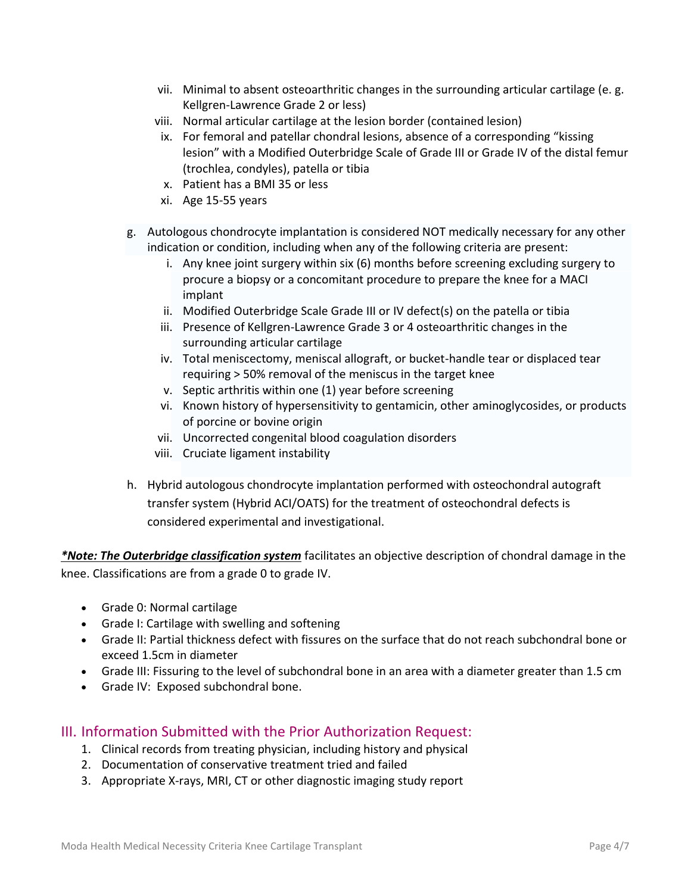vii. Minimal to absent osteoarthritic changes in the surrounding articular cartilage (e. g. Kellgren-Lawrence Grade 2 or less)
   viii. Normal articular cartilage at the lesion border (contained lesion)
   ix. For femoral and patellar chondral lesions, absence of a corresponding "kissing lesion" with a Modified Outerbridge Scale of Grade III or Grade IV of the distal femur (trochlea, condyles), patella or tibia
   x. Patient has a BMI 35 or less
   xi. Age 15-55 years

g. Autologous chondrocyte implantation is considered NOT medically necessary for any other indication or condition, including when any of the following criteria are present:
   i. Any knee joint surgery within six (6) months before screening excluding surgery to procure a biopsy or a concomitant procedure to prepare the knee for a MACI implant
   ii. Modified Outerbridge Scale Grade III or IV defect(s) on the patella or tibia
   iii. Presence of Kellgren-Lawrence Grade 3 or 4 osteoarthritic changes in the surrounding articular cartilage
   iv. Total meniscectomy, meniscal allograft, or bucket-handle tear or displaced tear requiring > 50% removal of the meniscus in the target knee
   v. Septic arthritis within one (1) year before screening
   vi. Known history of hypersensitivity to gentamicin, other aminoglycosides, or products of porcine or bovine origin
   vii. Uncorrected congenital blood coagulation disorders
   viii. Cruciate ligament instability

h. Hybrid autologous chondrocyte implantation performed with osteochondral autograft transfer system (Hybrid ACI/OATS) for the treatment of osteochondral defects is considered experimental and investigational.

***\*Note: The Outerbridge classification system*** facilitates an objective description of chondral damage in the knee. Classifications are from a grade 0 to grade IV.

- Grade 0: Normal cartilage
- Grade I: Cartilage with swelling and softening
- Grade II: Partial thickness defect with fissures on the surface that do not reach subchondral bone or exceed 1.5cm in diameter
- Grade III: Fissuring to the level of subchondral bone in an area with a diameter greater than 1.5 cm
- Grade IV: Exposed subchondral bone.

## III. Information Submitted with the Prior Authorization Request:

1. Clinical records from treating physician, including history and physical
2. Documentation of conservative treatment tried and failed
3. Appropriate X-rays, MRI, CT or other diagnostic imaging study report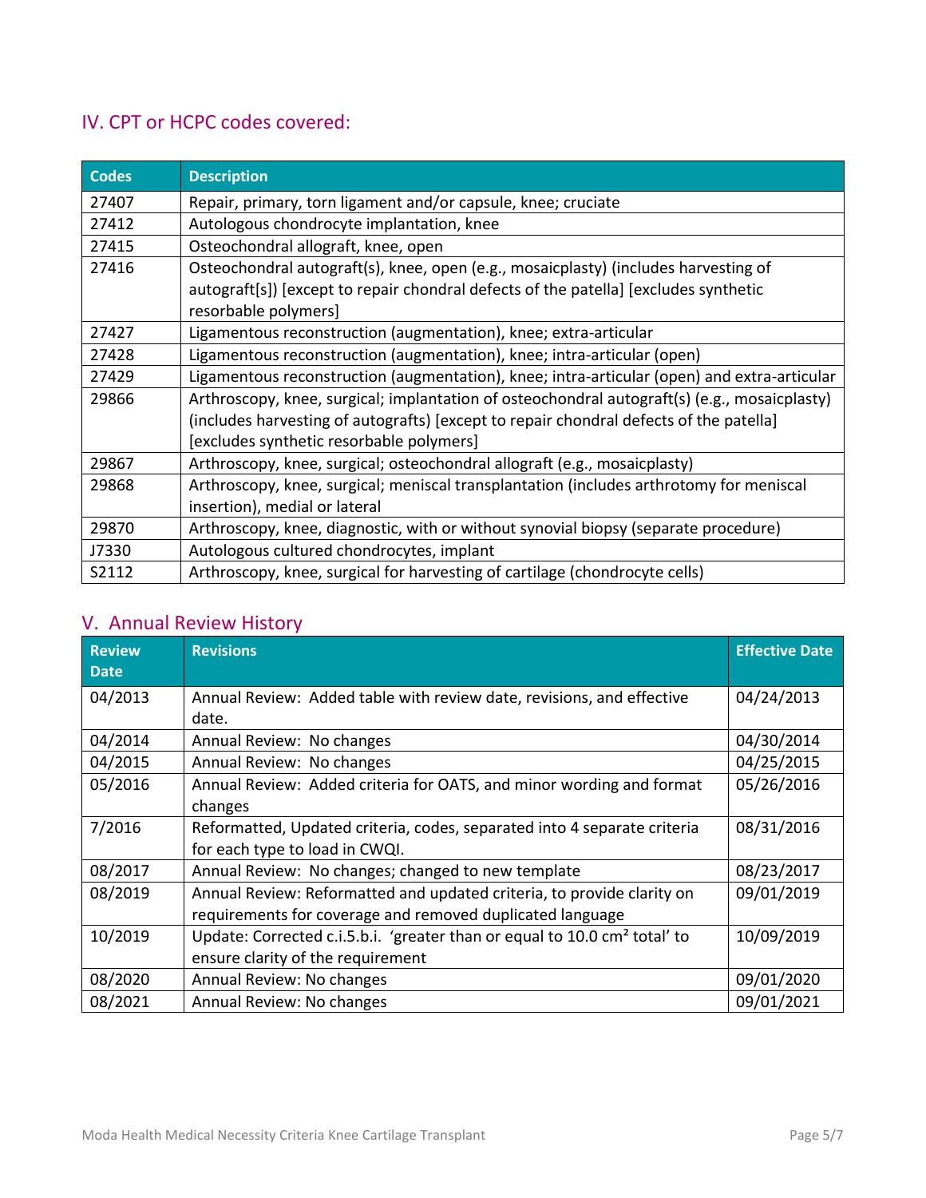## IV. CPT or HCPC codes covered:

| Codes | Description |
|---|---|
| 27407 | Repair, primary, torn ligament and/or capsule, knee; cruciate |
| 27412 | Autologous chondrocyte implantation, knee |
| 27415 | Osteochondral allograft, knee, open |
| 27416 | Osteochondral autograft(s), knee, open (e.g., mosaicplasty) (includes harvesting of autograft[s]) [except to repair chondral defects of the patella] [excludes synthetic resorbable polymers] |
| 27427 | Ligamentous reconstruction (augmentation), knee; extra-articular |
| 27428 | Ligamentous reconstruction (augmentation), knee; intra-articular (open) |
| 27429 | Ligamentous reconstruction (augmentation), knee; intra-articular (open) and extra-articular |
| 29866 | Arthroscopy, knee, surgical; implantation of osteochondral autograft(s) (e.g., mosaicplasty) (includes harvesting of autografts) [except to repair chondral defects of the patella] [excludes synthetic resorbable polymers] |
| 29867 | Arthroscopy, knee, surgical; osteochondral allograft (e.g., mosaicplasty) |
| 29868 | Arthroscopy, knee, surgical; meniscal transplantation (includes arthrotomy for meniscal insertion), medial or lateral |
| 29870 | Arthroscopy, knee, diagnostic, with or without synovial biopsy (separate procedure) |
| J7330 | Autologous cultured chondrocytes, implant |
| S2112 | Arthroscopy, knee, surgical for harvesting of cartilage (chondrocyte cells) |

## V. Annual Review History

| Review Date | Revisions | Effective Date |
|---|---|---|
| 04/2013 | Annual Review: Added table with review date, revisions, and effective date. | 04/24/2013 |
| 04/2014 | Annual Review: No changes | 04/30/2014 |
| 04/2015 | Annual Review: No changes | 04/25/2015 |
| 05/2016 | Annual Review: Added criteria for OATS, and minor wording and format changes | 05/26/2016 |
| 7/2016 | Reformatted, Updated criteria, codes, separated into 4 separate criteria for each type to load in CWQI. | 08/31/2016 |
| 08/2017 | Annual Review: No changes; changed to new template | 08/23/2017 |
| 08/2019 | Annual Review: Reformatted and updated criteria, to provide clarity on requirements for coverage and removed duplicated language | 09/01/2019 |
| 10/2019 | Update: Corrected c.i.5.b.i. 'greater than or equal to 10.0 $cm^2$ total' to ensure clarity of the requirement | 10/09/2019 |
| 08/2020 | Annual Review: No changes | 09/01/2020 |
| 08/2021 | Annual Review: No changes | 09/01/2021 |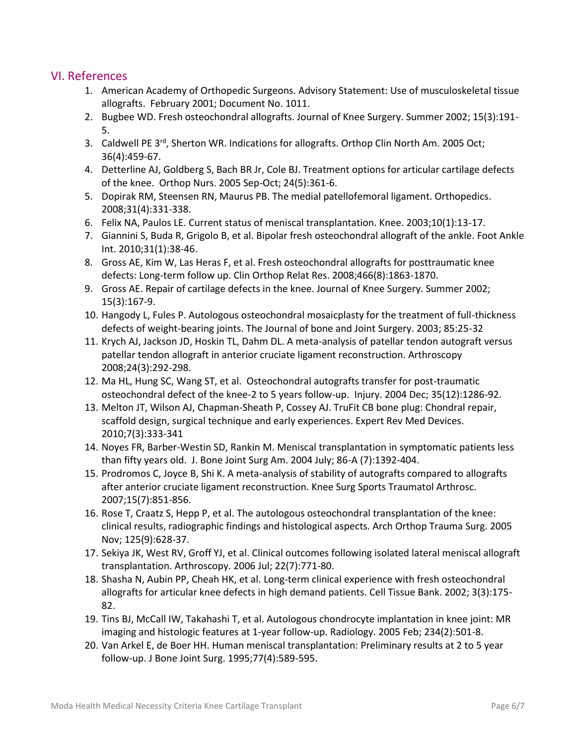## VI. References

1. American Academy of Orthopedic Surgeons. Advisory Statement: Use of musculoskeletal tissue allografts. February 2001; Document No. 1011.
2. Bugbee WD. Fresh osteochondral allografts. Journal of Knee Surgery. Summer 2002; 15(3):191-5.
3. Caldwell PE 3[rd], Sherton WR. Indications for allografts. Orthop Clin North Am. 2005 Oct; 36(4):459-67.
4. Detterline AJ, Goldberg S, Bach BR Jr, Cole BJ. Treatment options for articular cartilage defects of the knee. Orthop Nurs. 2005 Sep-Oct; 24(5):361-6.
5. Dopirak RM, Steensen RN, Maurus PB. The medial patellofemoral ligament. Orthopedics. 2008;31(4):331-338.
6. Felix NA, Paulos LE. Current status of meniscal transplantation. Knee. 2003;10(1):13-17.
7. Giannini S, Buda R, Grigolo B, et al. Bipolar fresh osteochondral allograft of the ankle. Foot Ankle Int. 2010;31(1):38-46.
8. Gross AE, Kim W, Las Heras F, et al. Fresh osteochondral allografts for posttraumatic knee defects: Long-term follow up. Clin Orthop Relat Res. 2008;466(8):1863-1870.
9. Gross AE. Repair of cartilage defects in the knee. Journal of Knee Surgery. Summer 2002; 15(3):167-9.
10. Hangody L, Fules P. Autologous osteochondral mosaicplasty for the treatment of full-thickness defects of weight-bearing joints. The Journal of bone and Joint Surgery. 2003; 85:25-32
11. Krych AJ, Jackson JD, Hoskin TL, Dahm DL. A meta-analysis of patellar tendon autograft versus patellar tendon allograft in anterior cruciate ligament reconstruction. Arthroscopy 2008;24(3):292-298.
12. Ma HL, Hung SC, Wang ST, et al. Osteochondral autografts transfer for post-traumatic osteochondral defect of the knee-2 to 5 years follow-up. Injury. 2004 Dec; 35(12):1286-92.
13. Melton JT, Wilson AJ, Chapman-Sheath P, Cossey AJ. TruFit CB bone plug: Chondral repair, scaffold design, surgical technique and early experiences. Expert Rev Med Devices. 2010;7(3):333-341
14. Noyes FR, Barber-Westin SD, Rankin M. Meniscal transplantation in symptomatic patients less than fifty years old. J. Bone Joint Surg Am. 2004 July; 86-A (7):1392-404.
15. Prodromos C, Joyce B, Shi K. A meta-analysis of stability of autografts compared to allografts after anterior cruciate ligament reconstruction. Knee Surg Sports Traumatol Arthrosc. 2007;15(7):851-856.
16. Rose T, Craatz S, Hepp P, et al. The autologous osteochondral transplantation of the knee: clinical results, radiographic findings and histological aspects. Arch Orthop Trauma Surg. 2005 Nov; 125(9):628-37.
17. Sekiya JK, West RV, Groff YJ, et al. Clinical outcomes following isolated lateral meniscal allograft transplantation. Arthroscopy. 2006 Jul; 22(7):771-80.
18. Shasha N, Aubin PP, Cheah HK, et al. Long-term clinical experience with fresh osteochondral allografts for articular knee defects in high demand patients. Cell Tissue Bank. 2002; 3(3):175-82.
19. Tins BJ, McCall IW, Takahashi T, et al. Autologous chondrocyte implantation in knee joint: MR imaging and histologic features at 1-year follow-up. Radiology. 2005 Feb; 234(2):501-8.
20. Van Arkel E, de Boer HH. Human meniscal transplantation: Preliminary results at 2 to 5 year follow-up. J Bone Joint Surg. 1995;77(4):589-595.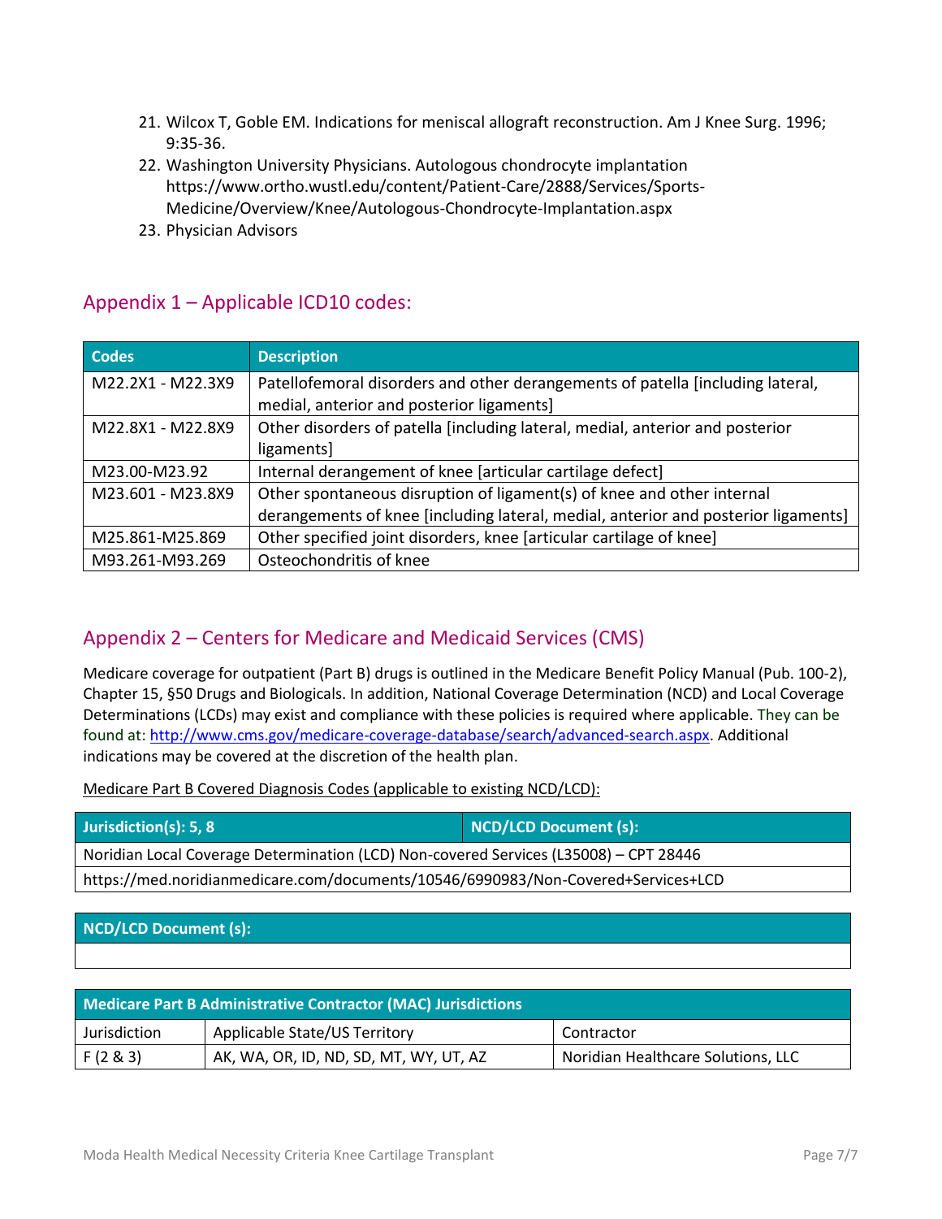21. Wilcox T, Goble EM. Indications for meniscal allograft reconstruction. Am J Knee Surg. 1996; 9:35-36.
22. Washington University Physicians. Autologous chondrocyte implantation https://www.ortho.wustl.edu/content/Patient-Care/2888/Services/Sports-Medicine/Overview/Knee/Autologous-Chondrocyte-Implantation.aspx
23. Physician Advisors

## Appendix 1 – Applicable ICD10 codes:

| Codes | Description |
|---|---|
| M22.2X1 - M22.3X9 | Patellofemoral disorders and other derangements of patella [including lateral, medial, anterior and posterior ligaments] |
| M22.8X1 - M22.8X9 | Other disorders of patella [including lateral, medial, anterior and posterior ligaments] |
| M23.00-M23.92 | Internal derangement of knee [articular cartilage defect] |
| M23.601 - M23.8X9 | Other spontaneous disruption of ligament(s) of knee and other internal derangements of knee [including lateral, medial, anterior and posterior ligaments] |
| M25.861-M25.869 | Other specified joint disorders, knee [articular cartilage of knee] |
| M93.261-M93.269 | Osteochondritis of knee |

## Appendix 2 – Centers for Medicare and Medicaid Services (CMS)

Medicare coverage for outpatient (Part B) drugs is outlined in the Medicare Benefit Policy Manual (Pub. 100-2), Chapter 15, §50 Drugs and Biologicals. In addition, National Coverage Determination (NCD) and Local Coverage Determinations (LCDs) may exist and compliance with these policies is required where applicable. They can be found at: http://www.cms.gov/medicare-coverage-database/search/advanced-search.aspx. Additional indications may be covered at the discretion of the health plan.

Medicare Part B Covered Diagnosis Codes (applicable to existing NCD/LCD):

| Jurisdiction(s): 5, 8 | NCD/LCD Document (s): |
|---|---|
| Noridian Local Coverage Determination (LCD) Non-covered Services (L35008) – CPT 28446 | |
| https://med.noridianmedicare.com/documents/10546/6990983/Non-Covered+Services+LCD | |

| NCD/LCD Document (s): |
|---|
| |

| Medicare Part B Administrative Contractor (MAC) Jurisdictions | | |
|---|---|---|
| Jurisdiction | Applicable State/US Territory | Contractor |
| F (2 & 3) | AK, WA, OR, ID, ND, SD, MT, WY, UT, AZ | Noridian Healthcare Solutions, LLC |